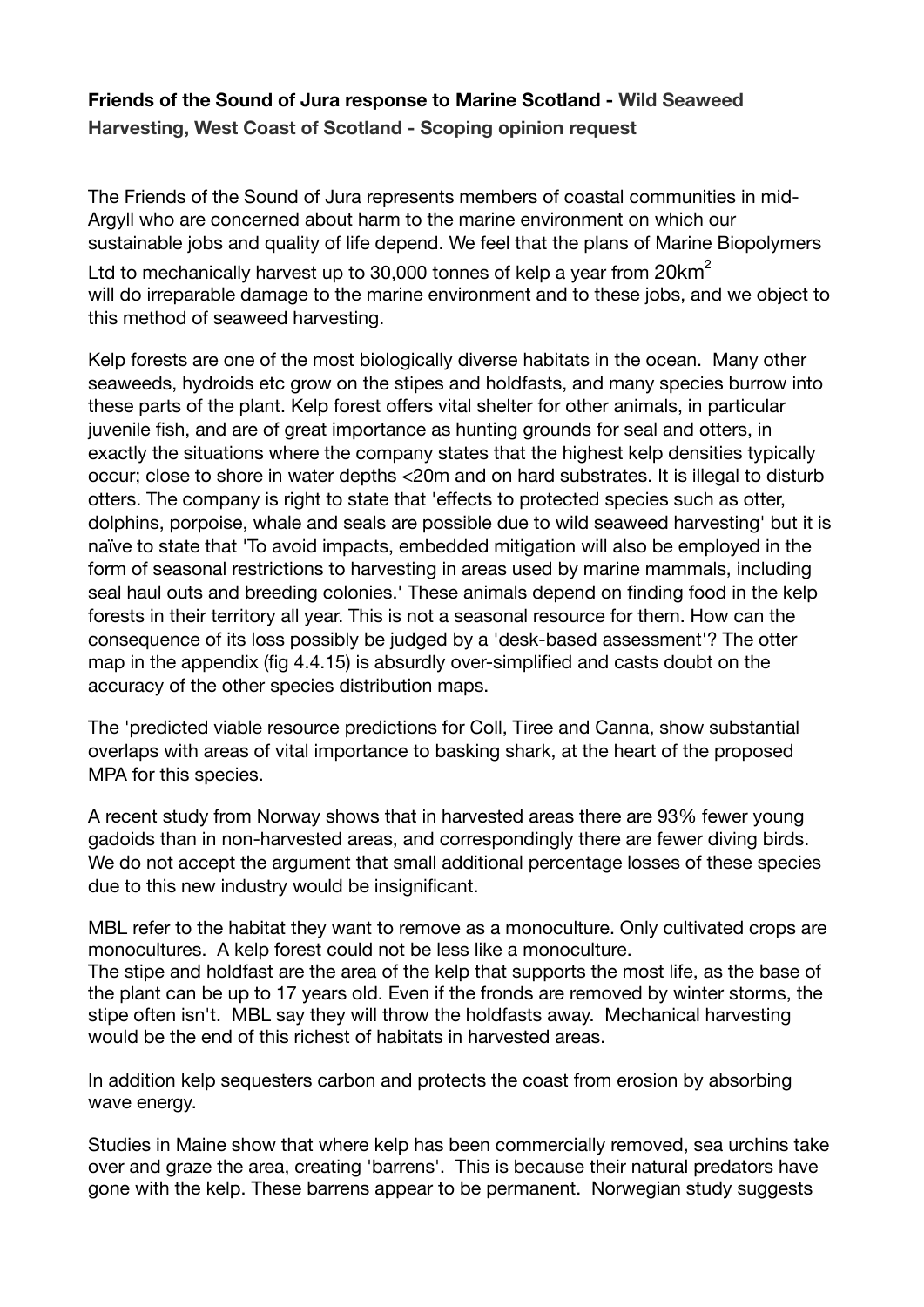**Friends of the Sound of Jura response to Marine Scotland - Wild Seaweed Harvesting, West Coast of Scotland - Scoping opinion request**

The Friends of the Sound of Jura represents members of coastal communities in mid-Argyll who are concerned about harm to the marine environment on which our sustainable jobs and quality of life depend. We feel that the plans of Marine Biopolymers Ltd to mechanically harvest up to 30,000 tonnes of kelp a year from 20km$^2$ will do irreparable damage to the marine environment and to these jobs, and we object to this method of seaweed harvesting.

Kelp forests are one of the most biologically diverse habitats in the ocean. Many other seaweeds, hydroids etc grow on the stipes and holdfasts, and many species burrow into these parts of the plant. Kelp forest offers vital shelter for other animals, in particular juvenile fish, and are of great importance as hunting grounds for seal and otters, in exactly the situations where the company states that the highest kelp densities typically occur; close to shore in water depths <20m and on hard substrates. It is illegal to disturb otters. The company is right to state that 'effects to protected species such as otter, dolphins, porpoise, whale and seals are possible due to wild seaweed harvesting' but it is naïve to state that 'To avoid impacts, embedded mitigation will also be employed in the form of seasonal restrictions to harvesting in areas used by marine mammals, including seal haul outs and breeding colonies.' These animals depend on finding food in the kelp forests in their territory all year. This is not a seasonal resource for them. How can the consequence of its loss possibly be judged by a 'desk-based assessment'? The otter map in the appendix (fig 4.4.15) is absurdly over-simplified and casts doubt on the accuracy of the other species distribution maps.

The 'predicted viable resource predictions for Coll, Tiree and Canna, show substantial overlaps with areas of vital importance to basking shark, at the heart of the proposed MPA for this species.

A recent study from Norway shows that in harvested areas there are 93% fewer young gadoids than in non-harvested areas, and correspondingly there are fewer diving birds. We do not accept the argument that small additional percentage losses of these species due to this new industry would be insignificant.

MBL refer to the habitat they want to remove as a monoculture. Only cultivated crops are monocultures. A kelp forest could not be less like a monoculture.
The stipe and holdfast are the area of the kelp that supports the most life, as the base of the plant can be up to 17 years old. Even if the fronds are removed by winter storms, the stipe often isn't. MBL say they will throw the holdfasts away. Mechanical harvesting would be the end of this richest of habitats in harvested areas.

In addition kelp sequesters carbon and protects the coast from erosion by absorbing wave energy.

Studies in Maine show that where kelp has been commercially removed, sea urchins take over and graze the area, creating 'barrens'. This is because their natural predators have gone with the kelp. These barrens appear to be permanent. Norwegian study suggests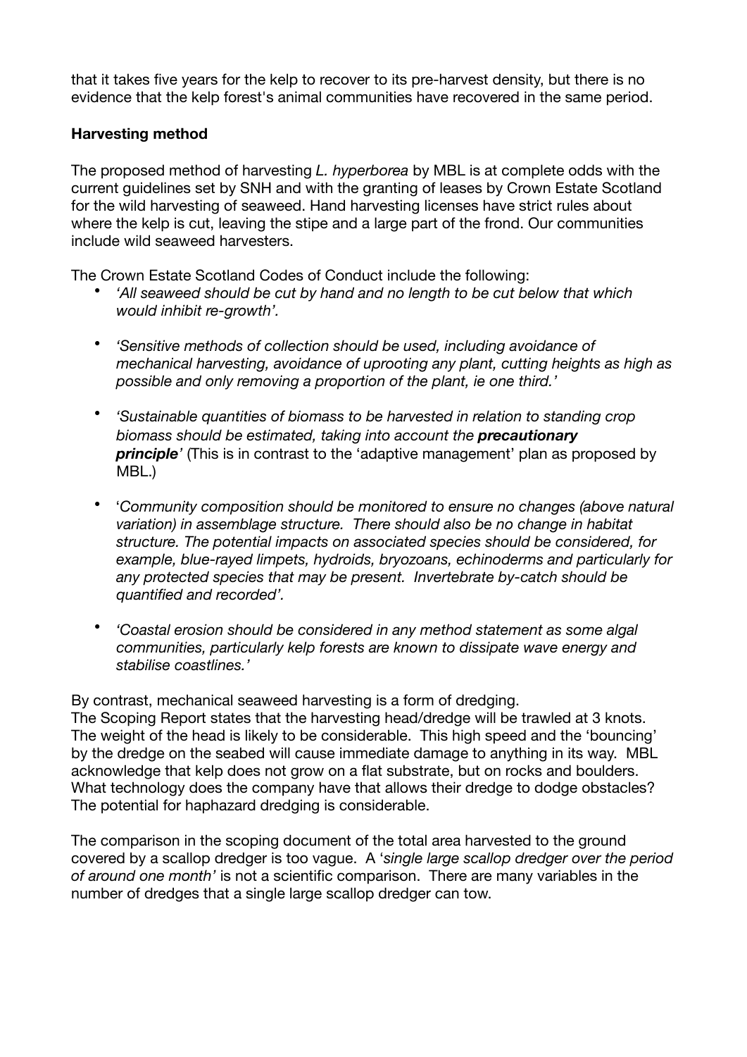that it takes five years for the kelp to recover to its pre-harvest density, but there is no evidence that the kelp forest's animal communities have recovered in the same period.

**Harvesting method**

The proposed method of harvesting *L. hyperborea* by MBL is at complete odds with the current guidelines set by SNH and with the granting of leases by Crown Estate Scotland for the wild harvesting of seaweed. Hand harvesting licenses have strict rules about where the kelp is cut, leaving the stipe and a large part of the frond. Our communities include wild seaweed harvesters.

The Crown Estate Scotland Codes of Conduct include the following:

- *'All seaweed should be cut by hand and no length to be cut below that which would inhibit re-growth'.*
- *'Sensitive methods of collection should be used, including avoidance of mechanical harvesting, avoidance of uprooting any plant, cutting heights as high as possible and only removing a proportion of the plant, ie one third.'*
- *'Sustainable quantities of biomass to be harvested in relation to standing crop biomass should be estimated, taking into account the* ***precautionary principle****'* (This is in contrast to the 'adaptive management' plan as proposed by MBL.)
- '*Community composition should be monitored to ensure no changes (above natural variation) in assemblage structure. There should also be no change in habitat structure. The potential impacts on associated species should be considered, for example, blue-rayed limpets, hydroids, bryozoans, echinoderms and particularly for any protected species that may be present. Invertebrate by-catch should be quantified and recorded'.*
- *'Coastal erosion should be considered in any method statement as some algal communities, particularly kelp forests are known to dissipate wave energy and stabilise coastlines.'*

By contrast, mechanical seaweed harvesting is a form of dredging.
The Scoping Report states that the harvesting head/dredge will be trawled at 3 knots. The weight of the head is likely to be considerable. This high speed and the 'bouncing' by the dredge on the seabed will cause immediate damage to anything in its way. MBL acknowledge that kelp does not grow on a flat substrate, but on rocks and boulders. What technology does the company have that allows their dredge to dodge obstacles? The potential for haphazard dredging is considerable.

The comparison in the scoping document of the total area harvested to the ground covered by a scallop dredger is too vague. A '*single large scallop dredger over the period of around one month'* is not a scientific comparison. There are many variables in the number of dredges that a single large scallop dredger can tow.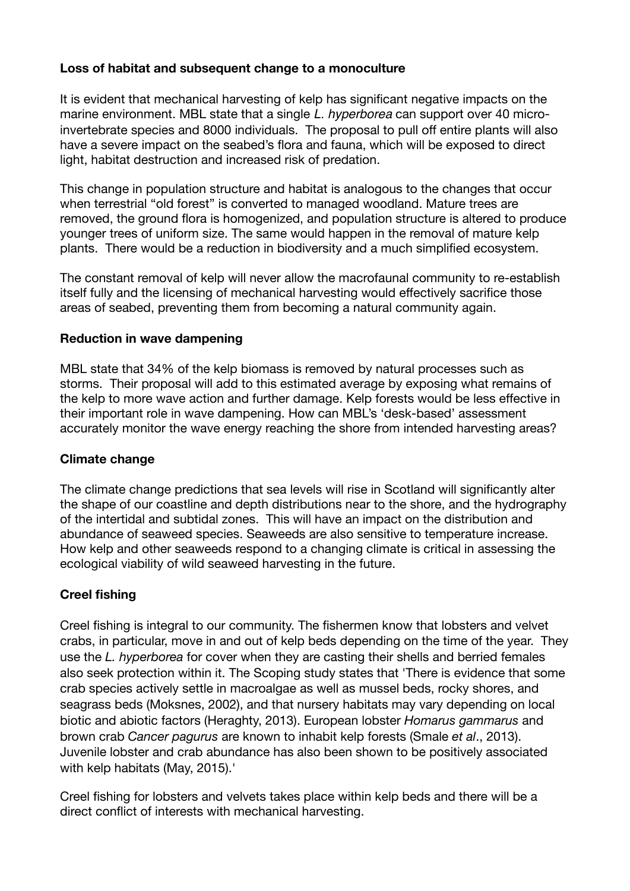**Loss of habitat and subsequent change to a monoculture**

It is evident that mechanical harvesting of kelp has significant negative impacts on the marine environment. MBL state that a single *L. hyperborea* can support over 40 micro-invertebrate species and 8000 individuals. The proposal to pull off entire plants will also have a severe impact on the seabed's flora and fauna, which will be exposed to direct light, habitat destruction and increased risk of predation.

This change in population structure and habitat is analogous to the changes that occur when terrestrial "old forest" is converted to managed woodland. Mature trees are removed, the ground flora is homogenized, and population structure is altered to produce younger trees of uniform size. The same would happen in the removal of mature kelp plants. There would be a reduction in biodiversity and a much simplified ecosystem.

The constant removal of kelp will never allow the macrofaunal community to re-establish itself fully and the licensing of mechanical harvesting would effectively sacrifice those areas of seabed, preventing them from becoming a natural community again.

**Reduction in wave dampening**

MBL state that 34% of the kelp biomass is removed by natural processes such as storms. Their proposal will add to this estimated average by exposing what remains of the kelp to more wave action and further damage. Kelp forests would be less effective in their important role in wave dampening. How can MBL's 'desk-based' assessment accurately monitor the wave energy reaching the shore from intended harvesting areas?

**Climate change**

The climate change predictions that sea levels will rise in Scotland will significantly alter the shape of our coastline and depth distributions near to the shore, and the hydrography of the intertidal and subtidal zones. This will have an impact on the distribution and abundance of seaweed species. Seaweeds are also sensitive to temperature increase. How kelp and other seaweeds respond to a changing climate is critical in assessing the ecological viability of wild seaweed harvesting in the future.

**Creel fishing**

Creel fishing is integral to our community. The fishermen know that lobsters and velvet crabs, in particular, move in and out of kelp beds depending on the time of the year. They use the *L. hyperborea* for cover when they are casting their shells and berried females also seek protection within it. The Scoping study states that 'There is evidence that some crab species actively settle in macroalgae as well as mussel beds, rocky shores, and seagrass beds (Moksnes, 2002), and that nursery habitats may vary depending on local biotic and abiotic factors (Heraghty, 2013). European lobster *Homarus gammarus* and brown crab *Cancer pagurus* are known to inhabit kelp forests (Smale *et al*., 2013). Juvenile lobster and crab abundance has also been shown to be positively associated with kelp habitats (May, 2015).'

Creel fishing for lobsters and velvets takes place within kelp beds and there will be a direct conflict of interests with mechanical harvesting.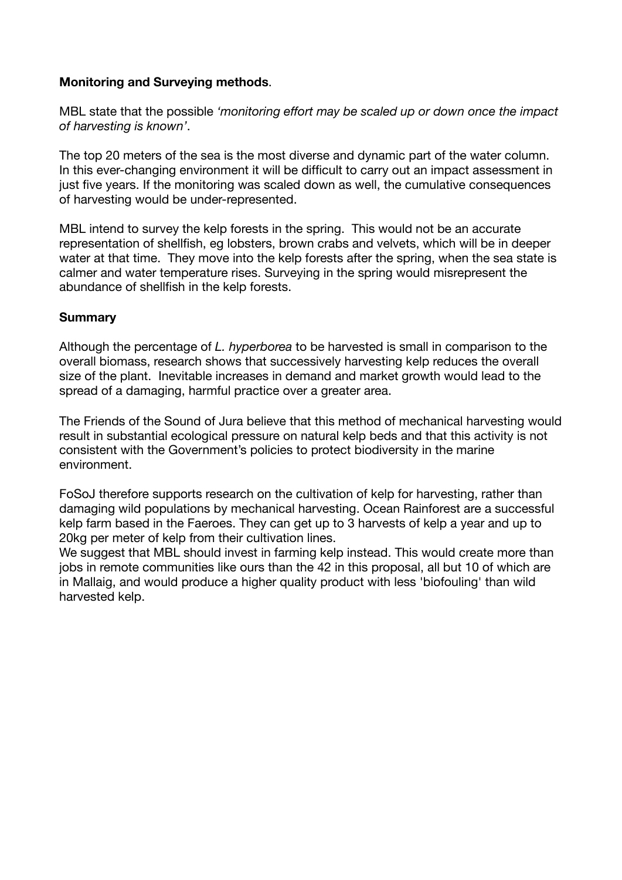**Monitoring and Surveying methods**.

MBL state that the possible *'monitoring effort may be scaled up or down once the impact of harvesting is known'*.

The top 20 meters of the sea is the most diverse and dynamic part of the water column. In this ever-changing environment it will be difficult to carry out an impact assessment in just five years. If the monitoring was scaled down as well, the cumulative consequences of harvesting would be under-represented.

MBL intend to survey the kelp forests in the spring. This would not be an accurate representation of shellfish, eg lobsters, brown crabs and velvets, which will be in deeper water at that time. They move into the kelp forests after the spring, when the sea state is calmer and water temperature rises. Surveying in the spring would misrepresent the abundance of shellfish in the kelp forests.

**Summary**

Although the percentage of *L. hyperborea* to be harvested is small in comparison to the overall biomass, research shows that successively harvesting kelp reduces the overall size of the plant. Inevitable increases in demand and market growth would lead to the spread of a damaging, harmful practice over a greater area.

The Friends of the Sound of Jura believe that this method of mechanical harvesting would result in substantial ecological pressure on natural kelp beds and that this activity is not consistent with the Government's policies to protect biodiversity in the marine environment.

FoSoJ therefore supports research on the cultivation of kelp for harvesting, rather than damaging wild populations by mechanical harvesting. Ocean Rainforest are a successful kelp farm based in the Faeroes. They can get up to 3 harvests of kelp a year and up to 20kg per meter of kelp from their cultivation lines.
We suggest that MBL should invest in farming kelp instead. This would create more than jobs in remote communities like ours than the 42 in this proposal, all but 10 of which are in Mallaig, and would produce a higher quality product with less 'biofouling' than wild harvested kelp.